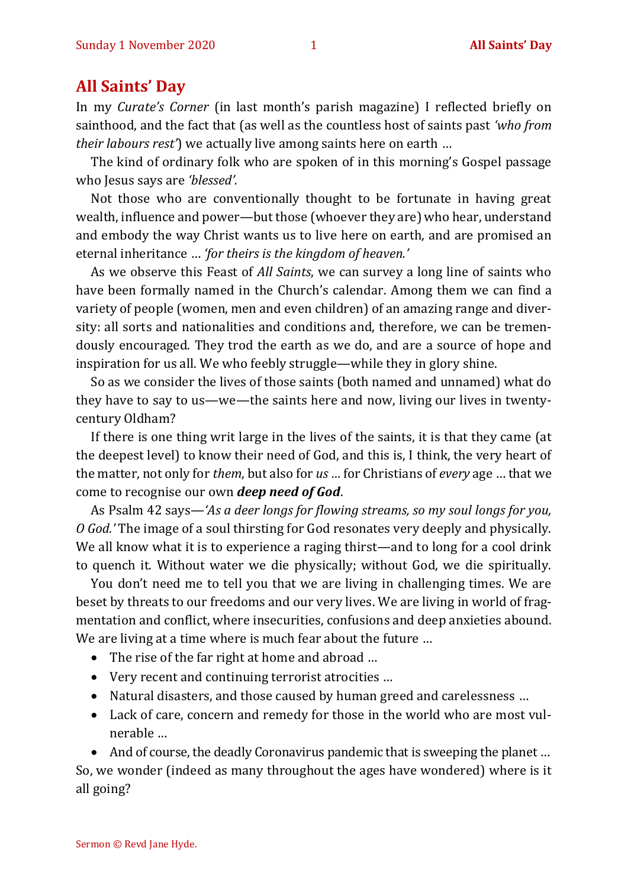# All Saints' Day

In my *Curate's Corner* (in last month's parish magazine) I reflected briefly on sainthood, and the fact that (as well as the countless host of saints past *'who from their labours rest'*) we actually live among saints here on earth …

The kind of ordinary folk who are spoken of in this morning's Gospel passage who Jesus says are *'blessed'.*

Not those who are conventionally thought to be fortunate in having great wealth, influence and power—but those (whoever they are) who hear, understand and embody the way Christ wants us to live here on earth, and are promised an eternal inheritance … *'for theirs is the kingdom of heaven.'*

As we observe this Feast of *All Saints*, we can survey a long line of saints who have been formally named in the Church's calendar. Among them we can find a variety of people (women, men and even children) of an amazing range and diversity: all sorts and nationalities and conditions and, therefore, we can be tremendously encouraged. They trod the earth as we do, and are a source of hope and inspiration for us all. We who feebly struggle—while they in glory shine.

So as we consider the lives of those saints (both named and unnamed) what do they have to say to us—we—the saints here and now, living our lives in twenty-century Oldham?

If there is one thing writ large in the lives of the saints, it is that they came (at the deepest level) to know their need of God, and this is, I think, the very heart of the matter, not only for *them*, but also for *us …* for Christians of *every* age … that we come to recognise our own ***deep need of God***.

As Psalm 42 says—*'As a deer longs for flowing streams, so my soul longs for you, O God.'* The image of a soul thirsting for God resonates very deeply and physically. We all know what it is to experience a raging thirst—and to long for a cool drink to quench it. Without water we die physically; without God, we die spiritually.

You don't need me to tell you that we are living in challenging times. We are beset by threats to our freedoms and our very lives. We are living in world of fragmentation and conflict, where insecurities, confusions and deep anxieties abound. We are living at a time where is much fear about the future …

- The rise of the far right at home and abroad …
- Very recent and continuing terrorist atrocities …
- Natural disasters, and those caused by human greed and carelessness …
- Lack of care, concern and remedy for those in the world who are most vulnerable …
- And of course, the deadly Coronavirus pandemic that is sweeping the planet …

So, we wonder (indeed as many throughout the ages have wondered) where is it all going?

Sermon © Revd Jane Hyde.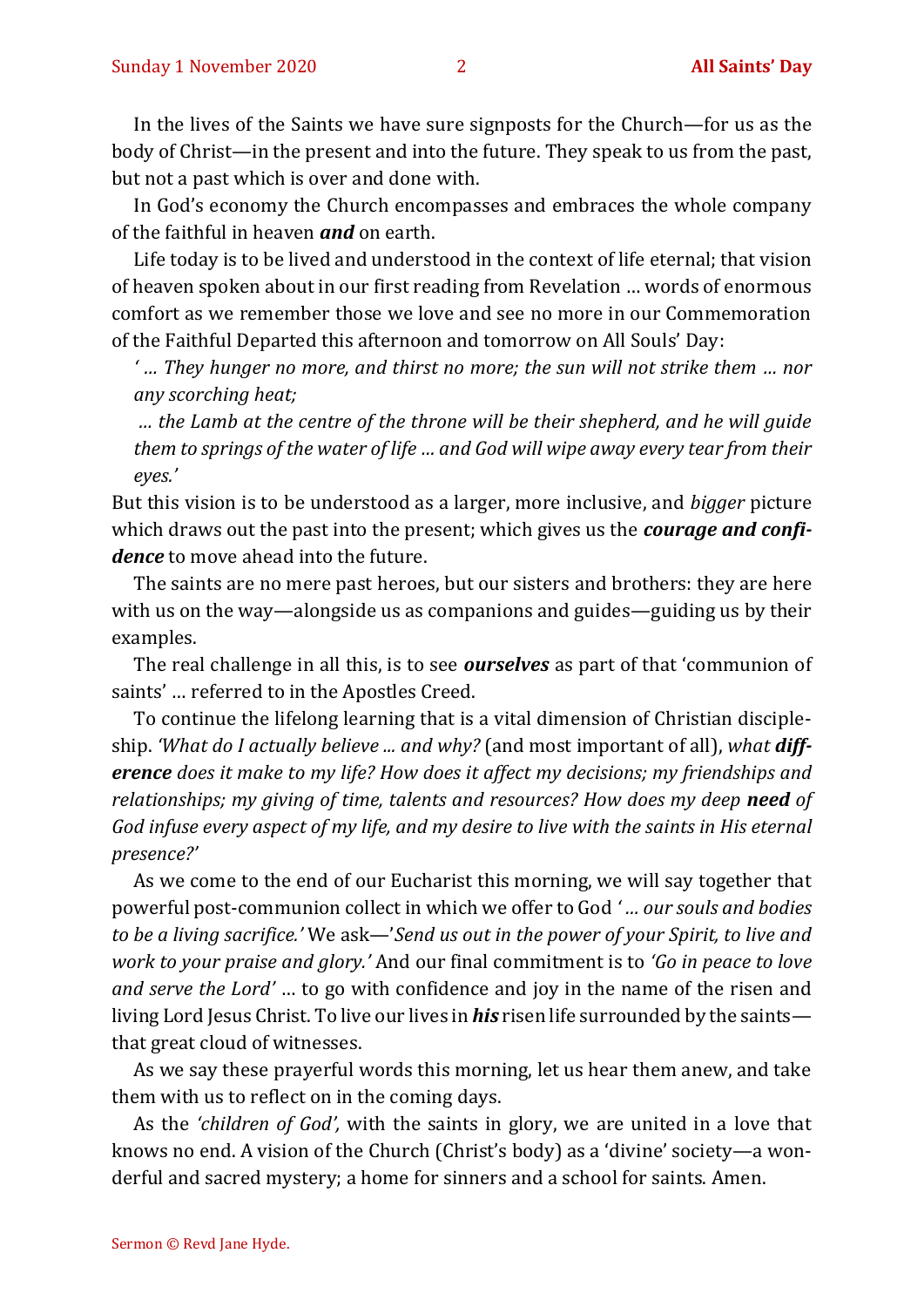In the lives of the Saints we have sure signposts for the Church—for us as the body of Christ—in the present and into the future. They speak to us from the past, but not a past which is over and done with.

In God's economy the Church encompasses and embraces the whole company of the faithful in heaven ***and*** on earth.

Life today is to be lived and understood in the context of life eternal; that vision of heaven spoken about in our first reading from Revelation … words of enormous comfort as we remember those we love and see no more in our Commemoration of the Faithful Departed this afternoon and tomorrow on All Souls' Day:

*' … They hunger no more, and thirst no more; the sun will not strike them … nor any scorching heat;*

*… the Lamb at the centre of the throne will be their shepherd, and he will guide them to springs of the water of life … and God will wipe away every tear from their eyes.'*

But this vision is to be understood as a larger, more inclusive, and *bigger* picture which draws out the past into the present; which gives us the ***courage and confidence*** to move ahead into the future.

The saints are no mere past heroes, but our sisters and brothers: they are here with us on the way—alongside us as companions and guides—guiding us by their examples.

The real challenge in all this, is to see ***ourselves*** as part of that 'communion of saints' … referred to in the Apostles Creed.

To continue the lifelong learning that is a vital dimension of Christian discipleship. *'What do I actually believe ... and why?* (and most important of all), *what **difference** does it make to my life? How does it affect my decisions; my friendships and relationships; my giving of time, talents and resources? How does my deep **need** of God infuse every aspect of my life, and my desire to live with the saints in His eternal presence?'*

As we come to the end of our Eucharist this morning, we will say together that powerful post-communion collect in which we offer to God *' … our souls and bodies to be a living sacrifice.'* We ask—'*Send us out in the power of your Spirit, to live and work to your praise and glory.'* And our final commitment is to *'Go in peace to love and serve the Lord'* … to go with confidence and joy in the name of the risen and living Lord Jesus Christ. To live our lives in ***his*** risen life surrounded by the saints—that great cloud of witnesses.

As we say these prayerful words this morning, let us hear them anew, and take them with us to reflect on in the coming days.

As the *'children of God',* with the saints in glory, we are united in a love that knows no end. A vision of the Church (Christ's body) as a 'divine' society—a wonderful and sacred mystery; a home for sinners and a school for saints. Amen.

Sermon © Revd Jane Hyde.